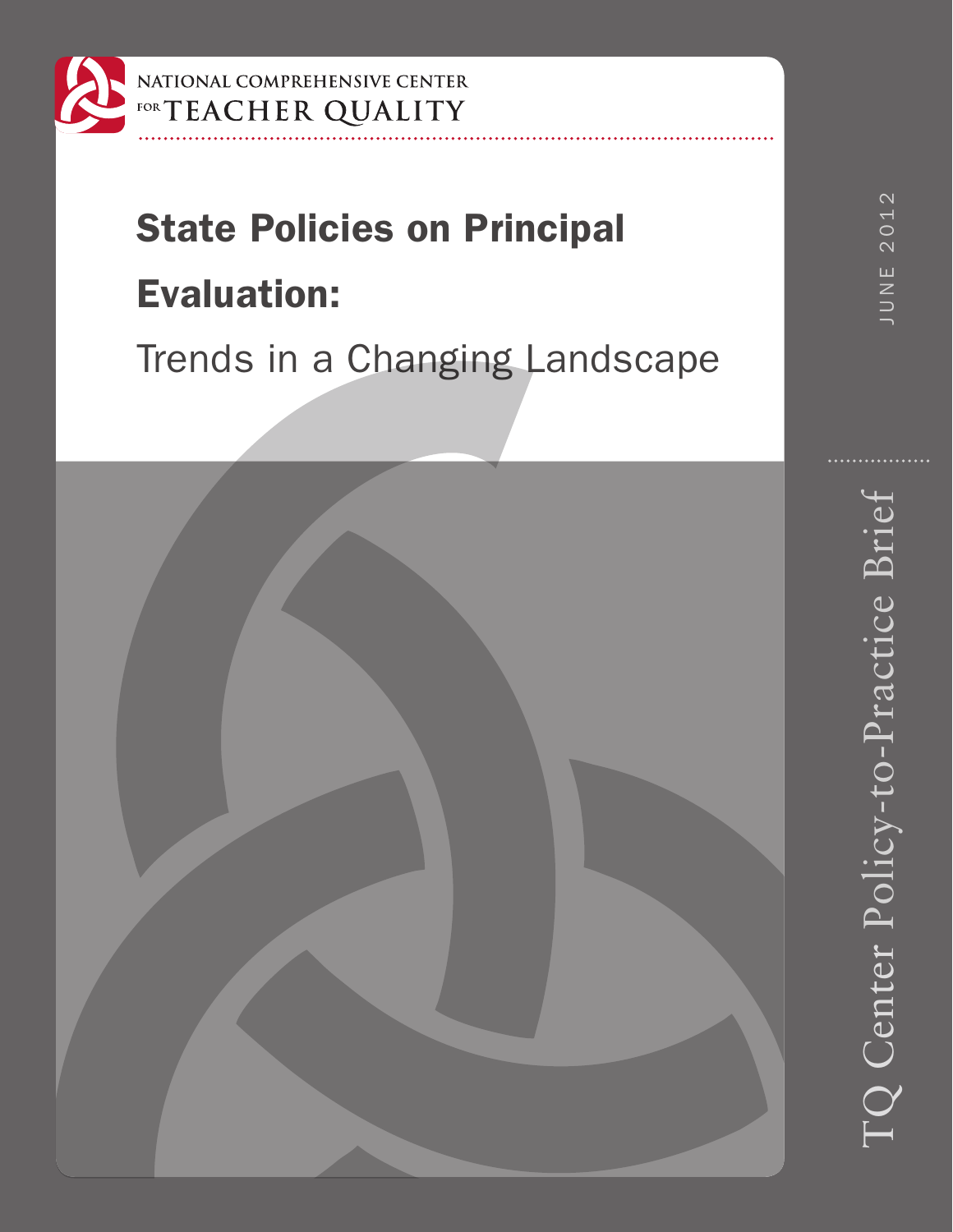NATIONAL COMPREHENSIVE CENTER FOR TEACHER QUALITY

# State Policies on Principal Evaluation:

## Trends in a Changing Landscape

JUNE 2012

TQ Center Policy-to-Practice Brief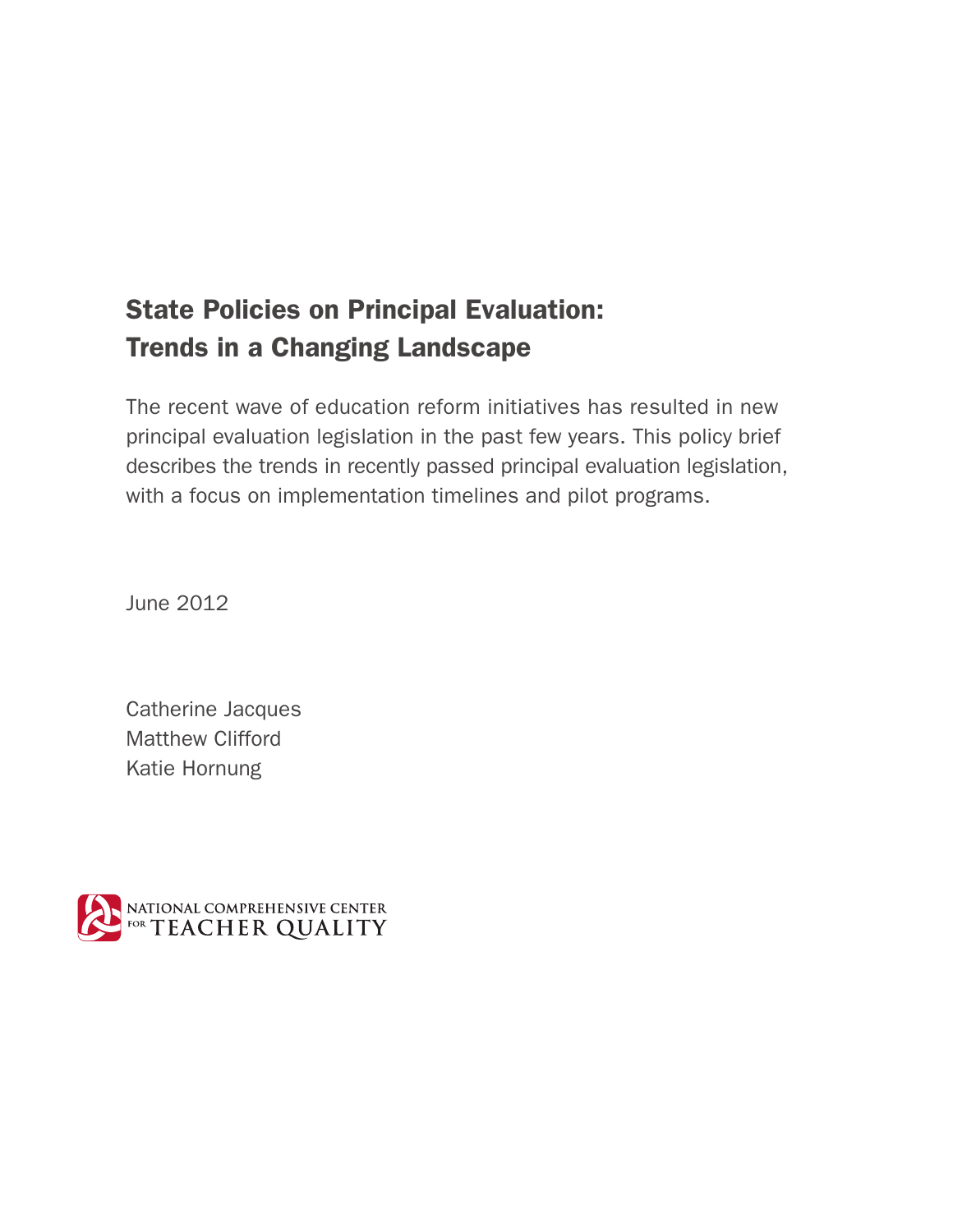# State Policies on Principal Evaluation: Trends in a Changing Landscape

The recent wave of education reform initiatives has resulted in new principal evaluation legislation in the past few years. This policy brief describes the trends in recently passed principal evaluation legislation, with a focus on implementation timelines and pilot programs.

June 2012

Catherine Jacques
Matthew Clifford
Katie Hornung

NATIONAL COMPREHENSIVE CENTER FOR TEACHER QUALITY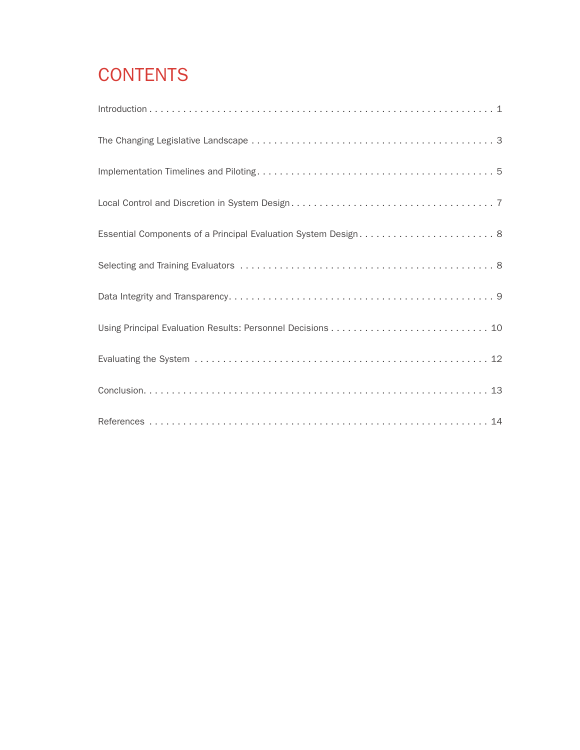# CONTENTS

Introduction . . . . . . . . . . 1

The Changing Legislative Landscape . . . . . . . . . . 3

Implementation Timelines and Piloting . . . . . . . . . . 5

Local Control and Discretion in System Design . . . . . . . . . . 7

Essential Components of a Principal Evaluation System Design . . . . . . . . . . 8

Selecting and Training Evaluators . . . . . . . . . . 8

Data Integrity and Transparency . . . . . . . . . . 9

Using Principal Evaluation Results: Personnel Decisions . . . . . . . . . . 10

Evaluating the System . . . . . . . . . . 12

Conclusion . . . . . . . . . . 13

References . . . . . . . . . . 14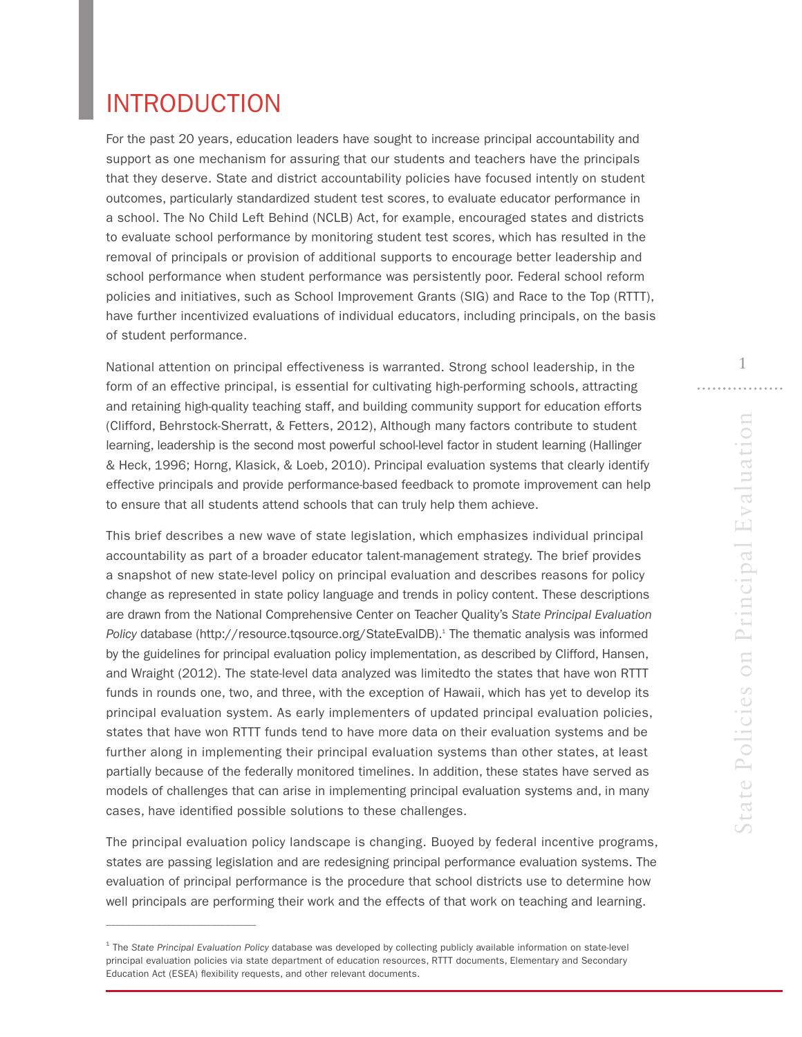# INTRODUCTION

For the past 20 years, education leaders have sought to increase principal accountability and support as one mechanism for assuring that our students and teachers have the principals that they deserve. State and district accountability policies have focused intently on student outcomes, particularly standardized student test scores, to evaluate educator performance in a school. The No Child Left Behind (NCLB) Act, for example, encouraged states and districts to evaluate school performance by monitoring student test scores, which has resulted in the removal of principals or provision of additional supports to encourage better leadership and school performance when student performance was persistently poor. Federal school reform policies and initiatives, such as School Improvement Grants (SIG) and Race to the Top (RTTT), have further incentivized evaluations of individual educators, including principals, on the basis of student performance.

National attention on principal effectiveness is warranted. Strong school leadership, in the form of an effective principal, is essential for cultivating high-performing schools, attracting and retaining high-quality teaching staff, and building community support for education efforts (Clifford, Behrstock-Sherratt, & Fetters, 2012), Although many factors contribute to student learning, leadership is the second most powerful school-level factor in student learning (Hallinger & Heck, 1996; Horng, Klasick, & Loeb, 2010). Principal evaluation systems that clearly identify effective principals and provide performance-based feedback to promote improvement can help to ensure that all students attend schools that can truly help them achieve.

This brief describes a new wave of state legislation, which emphasizes individual principal accountability as part of a broader educator talent-management strategy. The brief provides a snapshot of new state-level policy on principal evaluation and describes reasons for policy change as represented in state policy language and trends in policy content. These descriptions are drawn from the National Comprehensive Center on Teacher Quality's *State Principal Evaluation Policy* database (http://resource.tqsource.org/StateEvalDB).[1] The thematic analysis was informed by the guidelines for principal evaluation policy implementation, as described by Clifford, Hansen, and Wraight (2012). The state-level data analyzed was limitedto the states that have won RTTT funds in rounds one, two, and three, with the exception of Hawaii, which has yet to develop its principal evaluation system. As early implementers of updated principal evaluation policies, states that have won RTTT funds tend to have more data on their evaluation systems and be further along in implementing their principal evaluation systems than other states, at least partially because of the federally monitored timelines. In addition, these states have served as models of challenges that can arise in implementing principal evaluation systems and, in many cases, have identified possible solutions to these challenges.

The principal evaluation policy landscape is changing. Buoyed by federal incentive programs, states are passing legislation and are redesigning principal performance evaluation systems. The evaluation of principal performance is the procedure that school districts use to determine how well principals are performing their work and the effects of that work on teaching and learning.

---

[1] The *State Principal Evaluation Policy* database was developed by collecting publicly available information on state-level principal evaluation policies via state department of education resources, RTTT documents, Elementary and Secondary Education Act (ESEA) flexibility requests, and other relevant documents.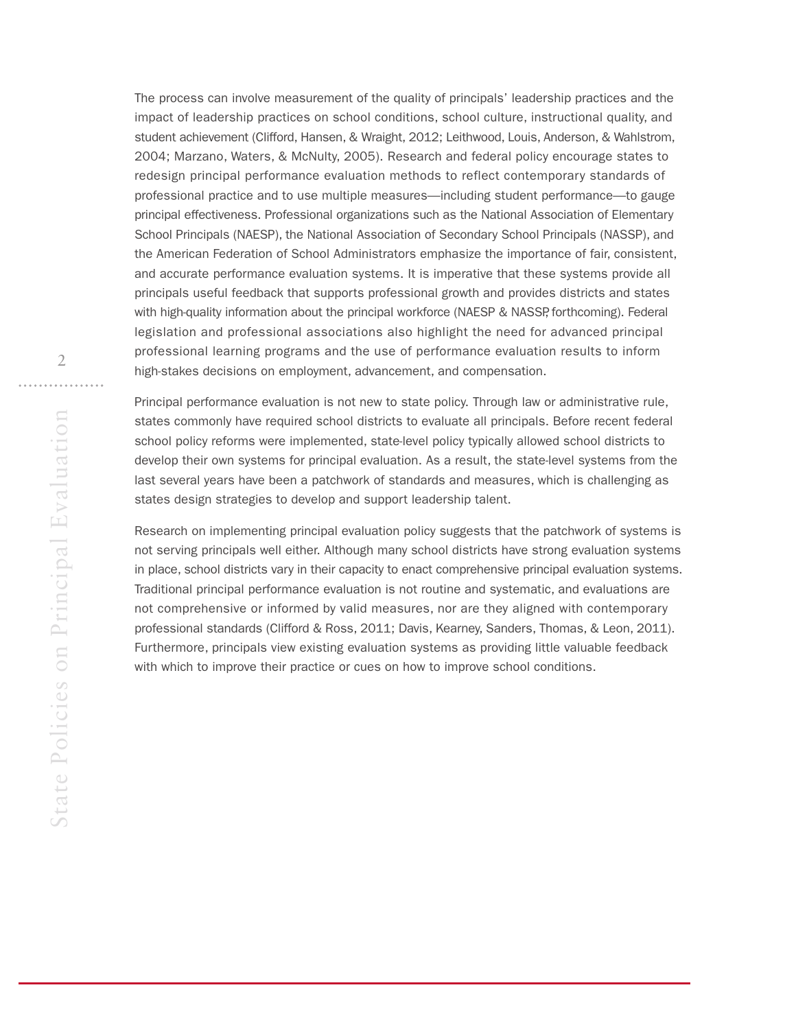The process can involve measurement of the quality of principals' leadership practices and the impact of leadership practices on school conditions, school culture, instructional quality, and student achievement (Clifford, Hansen, & Wraight, 2012; Leithwood, Louis, Anderson, & Wahlstrom, 2004; Marzano, Waters, & McNulty, 2005). Research and federal policy encourage states to redesign principal performance evaluation methods to reflect contemporary standards of professional practice and to use multiple measures—including student performance—to gauge principal effectiveness. Professional organizations such as the National Association of Elementary School Principals (NAESP), the National Association of Secondary School Principals (NASSP), and the American Federation of School Administrators emphasize the importance of fair, consistent, and accurate performance evaluation systems. It is imperative that these systems provide all principals useful feedback that supports professional growth and provides districts and states with high-quality information about the principal workforce (NAESP & NASSP, forthcoming). Federal legislation and professional associations also highlight the need for advanced principal professional learning programs and the use of performance evaluation results to inform high-stakes decisions on employment, advancement, and compensation.

Principal performance evaluation is not new to state policy. Through law or administrative rule, states commonly have required school districts to evaluate all principals. Before recent federal school policy reforms were implemented, state-level policy typically allowed school districts to develop their own systems for principal evaluation. As a result, the state-level systems from the last several years have been a patchwork of standards and measures, which is challenging as states design strategies to develop and support leadership talent.

Research on implementing principal evaluation policy suggests that the patchwork of systems is not serving principals well either. Although many school districts have strong evaluation systems in place, school districts vary in their capacity to enact comprehensive principal evaluation systems. Traditional principal performance evaluation is not routine and systematic, and evaluations are not comprehensive or informed by valid measures, nor are they aligned with contemporary professional standards (Clifford & Ross, 2011; Davis, Kearney, Sanders, Thomas, & Leon, 2011). Furthermore, principals view existing evaluation systems as providing little valuable feedback with which to improve their practice or cues on how to improve school conditions.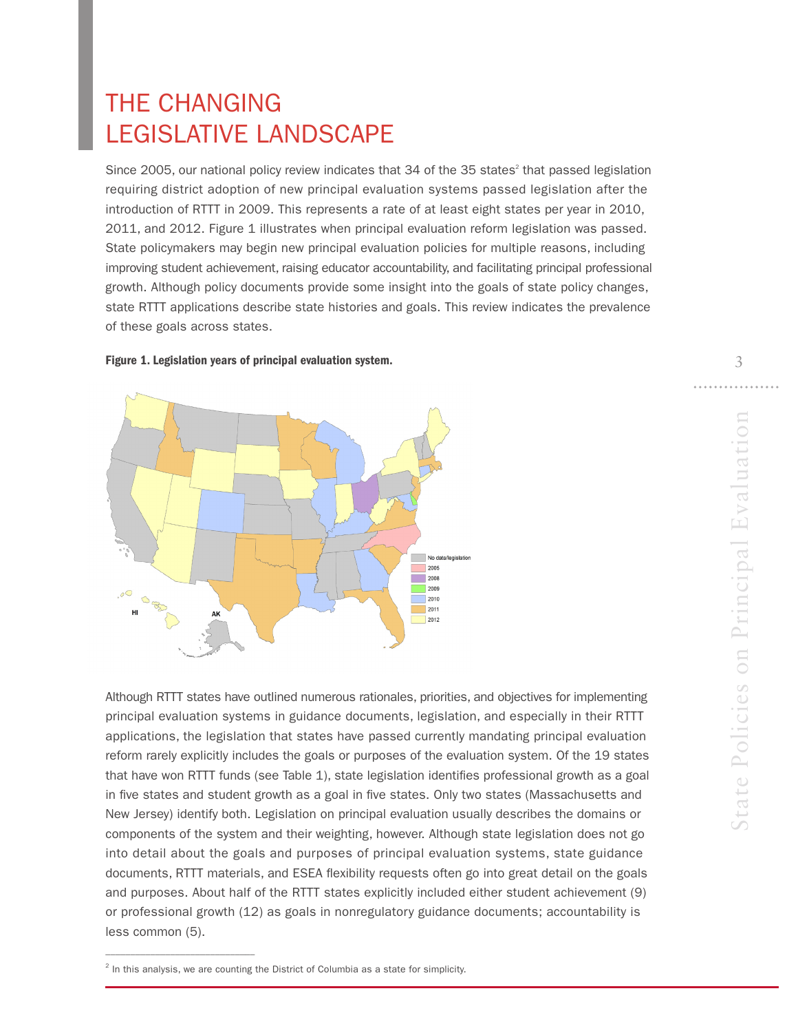# THE CHANGING LEGISLATIVE LANDSCAPE

Since 2005, our national policy review indicates that 34 of the 35 states[2] that passed legislation requiring district adoption of new principal evaluation systems passed legislation after the introduction of RTTT in 2009. This represents a rate of at least eight states per year in 2010, 2011, and 2012. Figure 1 illustrates when principal evaluation reform legislation was passed. State policymakers may begin new principal evaluation policies for multiple reasons, including improving student achievement, raising educator accountability, and facilitating principal professional growth. Although policy documents provide some insight into the goals of state policy changes, state RTTT applications describe state histories and goals. This review indicates the prevalence of these goals across states.

**Figure 1. Legislation years of principal evaluation system.**

Although RTTT states have outlined numerous rationales, priorities, and objectives for implementing principal evaluation systems in guidance documents, legislation, and especially in their RTTT applications, the legislation that states have passed currently mandating principal evaluation reform rarely explicitly includes the goals or purposes of the evaluation system. Of the 19 states that have won RTTT funds (see Table 1), state legislation identifies professional growth as a goal in five states and student growth as a goal in five states. Only two states (Massachusetts and New Jersey) identify both. Legislation on principal evaluation usually describes the domains or components of the system and their weighting, however. Although state legislation does not go into detail about the goals and purposes of principal evaluation systems, state guidance documents, RTTT materials, and ESEA flexibility requests often go into great detail on the goals and purposes. About half of the RTTT states explicitly included either student achievement (9) or professional growth (12) as goals in nonregulatory guidance documents; accountability is less common (5).

[2] In this analysis, we are counting the District of Columbia as a state for simplicity.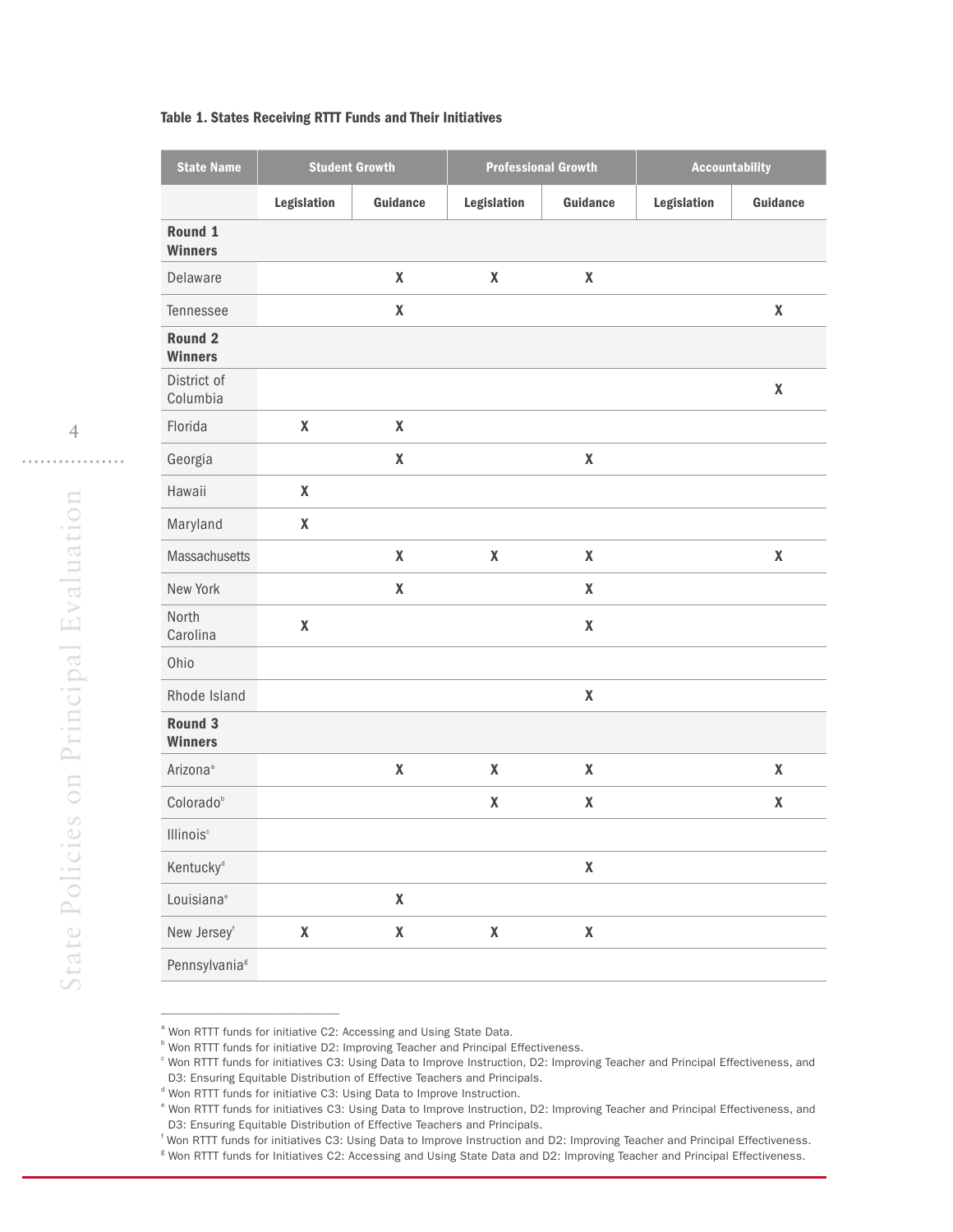**Table 1. States Receiving RTTT Funds and Their Initiatives**

| State Name | Student Growth | | Professional Growth | | Accountability | |
|---|---|---|---|---|---|---|
| | Legislation | Guidance | Legislation | Guidance | Legislation | Guidance |
| **Round 1 Winners** | | | | | | |
| Delaware | | X | X | X | | |
| Tennessee | | X | | | | X |
| **Round 2 Winners** | | | | | | |
| District of Columbia | | | | | | X |
| Florida | X | X | | | | |
| Georgia | | X | | X | | |
| Hawaii | X | | | | | |
| Maryland | X | | | | | |
| Massachusetts | | X | X | X | | X |
| New York | | X | | X | | |
| North Carolina | X | | | X | | |
| Ohio | | | | | | |
| Rhode Island | | | | X | | |
| **Round 3 Winners** | | | | | | |
| Arizona[a] | | X | X | X | | X |
| Colorado[b] | | | X | X | | X |
| Illinois[c] | | | | | | |
| Kentucky[d] | | | | X | | |
| Louisiana[e] | | X | | | | |
| New Jersey[f] | X | X | X | X | | |
| Pennsylvania[g] | | | | | | |

[a] Won RTTT funds for initiative C2: Accessing and Using State Data.
[b] Won RTTT funds for initiative D2: Improving Teacher and Principal Effectiveness.
[c] Won RTTT funds for initiatives C3: Using Data to Improve Instruction, D2: Improving Teacher and Principal Effectiveness, and D3: Ensuring Equitable Distribution of Effective Teachers and Principals.
[d] Won RTTT funds for initiative C3: Using Data to Improve Instruction.
[e] Won RTTT funds for initiatives C3: Using Data to Improve Instruction, D2: Improving Teacher and Principal Effectiveness, and D3: Ensuring Equitable Distribution of Effective Teachers and Principals.
[f] Won RTTT funds for initiatives C3: Using Data to Improve Instruction and D2: Improving Teacher and Principal Effectiveness.
[g] Won RTTT funds for Initiatives C2: Accessing and Using State Data and D2: Improving Teacher and Principal Effectiveness.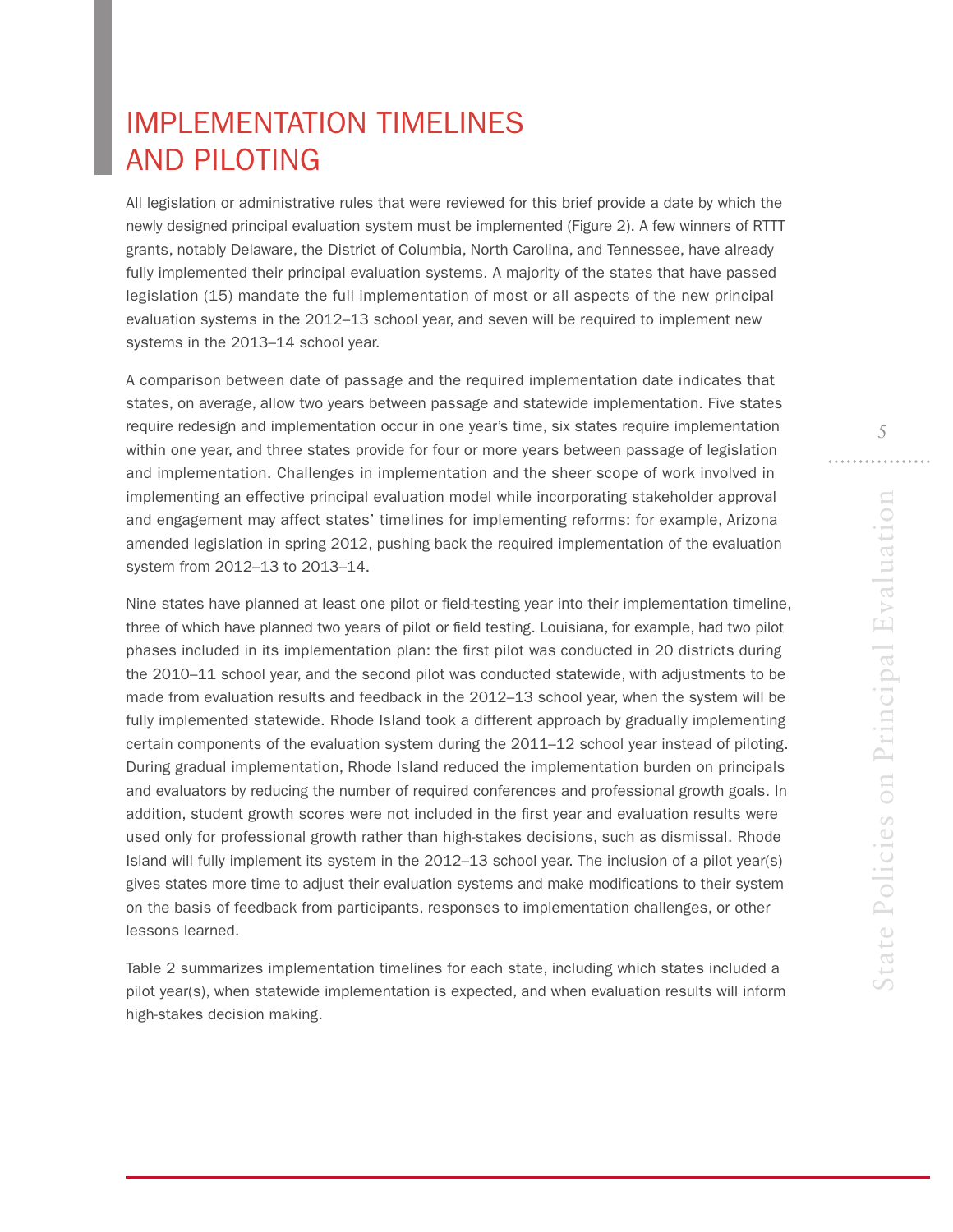# IMPLEMENTATION TIMELINES AND PILOTING

All legislation or administrative rules that were reviewed for this brief provide a date by which the newly designed principal evaluation system must be implemented (Figure 2). A few winners of RTTT grants, notably Delaware, the District of Columbia, North Carolina, and Tennessee, have already fully implemented their principal evaluation systems. A majority of the states that have passed legislation (15) mandate the full implementation of most or all aspects of the new principal evaluation systems in the 2012–13 school year, and seven will be required to implement new systems in the 2013–14 school year.

A comparison between date of passage and the required implementation date indicates that states, on average, allow two years between passage and statewide implementation. Five states require redesign and implementation occur in one year's time, six states require implementation within one year, and three states provide for four or more years between passage of legislation and implementation. Challenges in implementation and the sheer scope of work involved in implementing an effective principal evaluation model while incorporating stakeholder approval and engagement may affect states' timelines for implementing reforms: for example, Arizona amended legislation in spring 2012, pushing back the required implementation of the evaluation system from 2012–13 to 2013–14.

Nine states have planned at least one pilot or field-testing year into their implementation timeline, three of which have planned two years of pilot or field testing. Louisiana, for example, had two pilot phases included in its implementation plan: the first pilot was conducted in 20 districts during the 2010–11 school year, and the second pilot was conducted statewide, with adjustments to be made from evaluation results and feedback in the 2012–13 school year, when the system will be fully implemented statewide. Rhode Island took a different approach by gradually implementing certain components of the evaluation system during the 2011–12 school year instead of piloting. During gradual implementation, Rhode Island reduced the implementation burden on principals and evaluators by reducing the number of required conferences and professional growth goals. In addition, student growth scores were not included in the first year and evaluation results were used only for professional growth rather than high-stakes decisions, such as dismissal. Rhode Island will fully implement its system in the 2012–13 school year. The inclusion of a pilot year(s) gives states more time to adjust their evaluation systems and make modifications to their system on the basis of feedback from participants, responses to implementation challenges, or other lessons learned.

Table 2 summarizes implementation timelines for each state, including which states included a pilot year(s), when statewide implementation is expected, and when evaluation results will inform high-stakes decision making.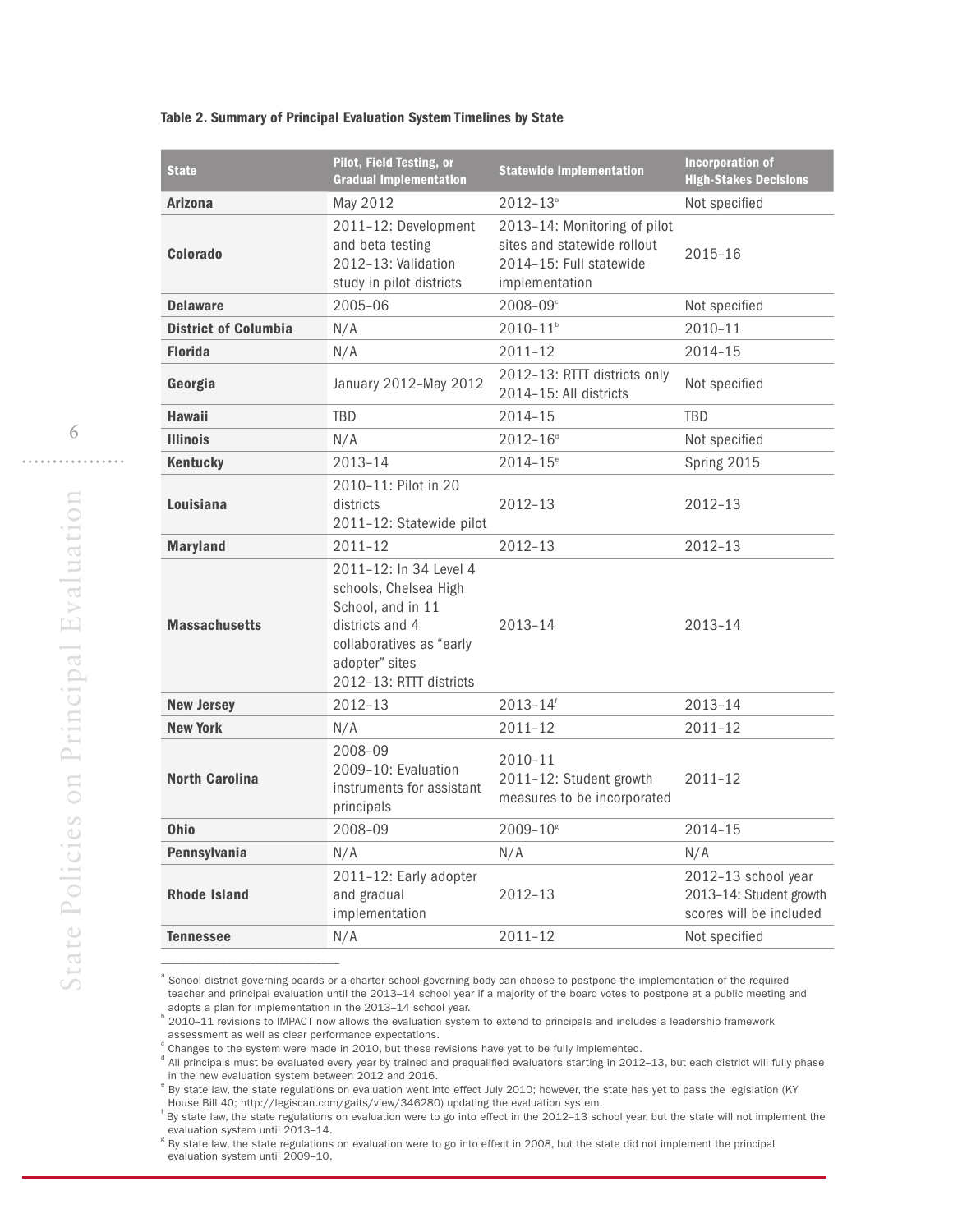**Table 2. Summary of Principal Evaluation System Timelines by State**

| State | Pilot, Field Testing, or Gradual Implementation | Statewide Implementation | Incorporation of High-Stakes Decisions |
|---|---|---|---|
| **Arizona** | May 2012 | 2012–13[a] | Not specified |
| **Colorado** | 2011–12: Development and beta testing<br>2012–13: Validation study in pilot districts | 2013–14: Monitoring of pilot sites and statewide rollout<br>2014–15: Full statewide implementation | 2015–16 |
| **Delaware** | 2005–06 | 2008–09[c] | Not specified |
| **District of Columbia** | N/A | 2010–11[b] | 2010–11 |
| **Florida** | N/A | 2011–12 | 2014–15 |
| **Georgia** | January 2012–May 2012 | 2012–13: RTTT districts only<br>2014–15: All districts | Not specified |
| **Hawaii** | TBD | 2014–15 | TBD |
| **Illinois** | N/A | 2012–16[d] | Not specified |
| **Kentucky** | 2013–14 | 2014–15[e] | Spring 2015 |
| **Louisiana** | 2010–11: Pilot in 20 districts<br>2011–12: Statewide pilot | 2012–13 | 2012–13 |
| **Maryland** | 2011–12 | 2012–13 | 2012–13 |
| **Massachusetts** | 2011–12: In 34 Level 4 schools, Chelsea High School, and in 11 districts and 4 collaboratives as "early adopter" sites<br>2012–13: RTTT districts | 2013–14 | 2013–14 |
| **New Jersey** | 2012–13 | 2013–14[f] | 2013–14 |
| **New York** | N/A | 2011–12 | 2011–12 |
| **North Carolina** | 2008–09<br>2009–10: Evaluation instruments for assistant principals | 2010–11<br>2011–12: Student growth measures to be incorporated | 2011–12 |
| **Ohio** | 2008–09 | 2009–10[g] | 2014–15 |
| **Pennsylvania** | N/A | N/A | N/A |
| **Rhode Island** | 2011–12: Early adopter and gradual implementation | 2012–13 | 2012–13 school year<br>2013–14: Student growth scores will be included |
| **Tennessee** | N/A | 2011–12 | Not specified |

[a] School district governing boards or a charter school governing body can choose to postpone the implementation of the required teacher and principal evaluation until the 2013–14 school year if a majority of the board votes to postpone at a public meeting and adopts a plan for implementation in the 2013–14 school year.

[b] 2010–11 revisions to IMPACT now allows the evaluation system to extend to principals and includes a leadership framework assessment as well as clear performance expectations.

[c] Changes to the system were made in 2010, but these revisions have yet to be fully implemented.

[d] All principals must be evaluated every year by trained and prequalified evaluators starting in 2012–13, but each district will fully phase in the new evaluation system between 2012 and 2016.

[e] By state law, the state regulations on evaluation went into effect July 2010; however, the state has yet to pass the legislation (KY House Bill 40; http://legiscan.com/gaits/view/346280) updating the evaluation system.

[f] By state law, the state regulations on evaluation were to go into effect in the 2012–13 school year, but the state will not implement the evaluation system until 2013–14.

[g] By state law, the state regulations on evaluation were to go into effect in 2008, but the state did not implement the principal evaluation system until 2009–10.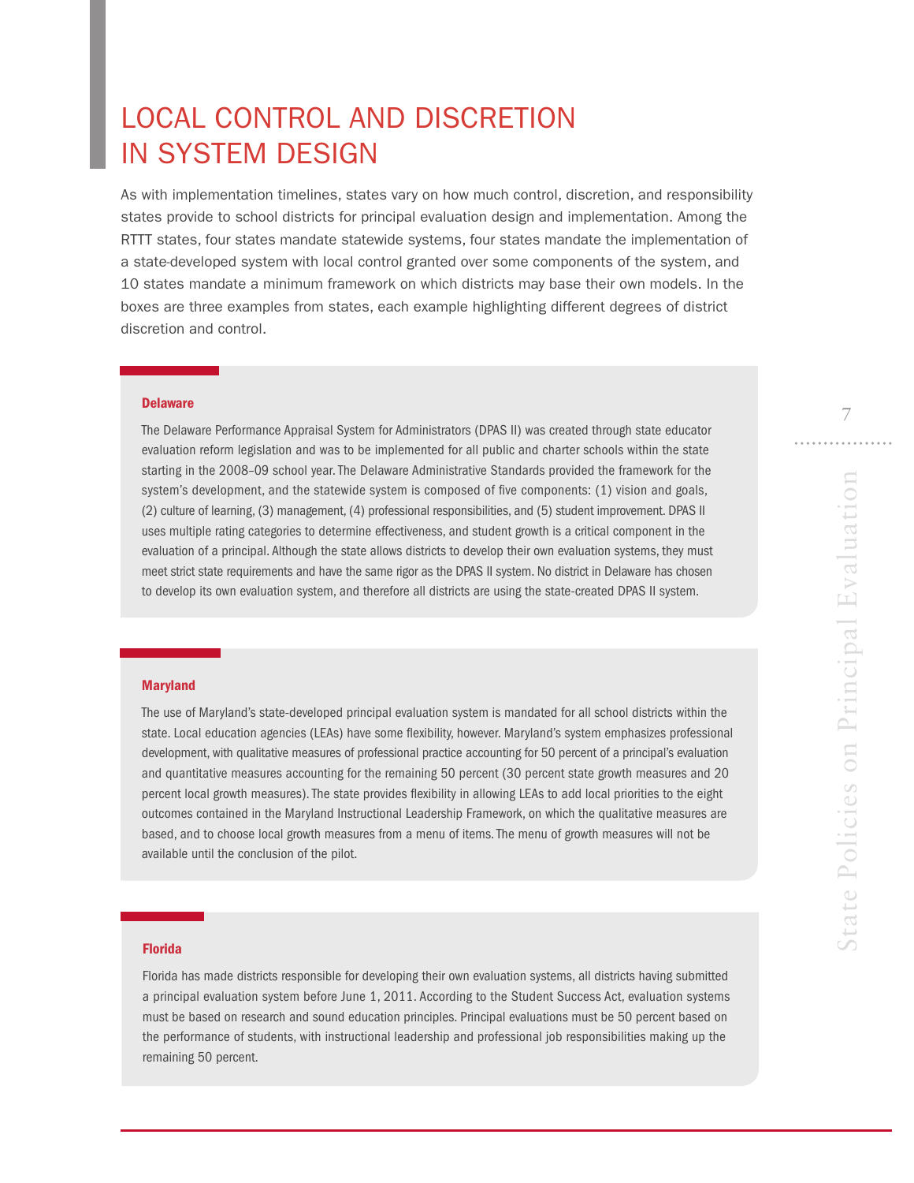# LOCAL CONTROL AND DISCRETION IN SYSTEM DESIGN

As with implementation timelines, states vary on how much control, discretion, and responsibility states provide to school districts for principal evaluation design and implementation. Among the RTTT states, four states mandate statewide systems, four states mandate the implementation of a state-developed system with local control granted over some components of the system, and 10 states mandate a minimum framework on which districts may base their own models. In the boxes are three examples from states, each example highlighting different degrees of district discretion and control.

**Delaware**

The Delaware Performance Appraisal System for Administrators (DPAS II) was created through state educator evaluation reform legislation and was to be implemented for all public and charter schools within the state starting in the 2008–09 school year. The Delaware Administrative Standards provided the framework for the system's development, and the statewide system is composed of five components: (1) vision and goals, (2) culture of learning, (3) management, (4) professional responsibilities, and (5) student improvement. DPAS II uses multiple rating categories to determine effectiveness, and student growth is a critical component in the evaluation of a principal. Although the state allows districts to develop their own evaluation systems, they must meet strict state requirements and have the same rigor as the DPAS II system. No district in Delaware has chosen to develop its own evaluation system, and therefore all districts are using the state-created DPAS II system.

**Maryland**

The use of Maryland's state-developed principal evaluation system is mandated for all school districts within the state. Local education agencies (LEAs) have some flexibility, however. Maryland's system emphasizes professional development, with qualitative measures of professional practice accounting for 50 percent of a principal's evaluation and quantitative measures accounting for the remaining 50 percent (30 percent state growth measures and 20 percent local growth measures). The state provides flexibility in allowing LEAs to add local priorities to the eight outcomes contained in the Maryland Instructional Leadership Framework, on which the qualitative measures are based, and to choose local growth measures from a menu of items. The menu of growth measures will not be available until the conclusion of the pilot.

**Florida**

Florida has made districts responsible for developing their own evaluation systems, all districts having submitted a principal evaluation system before June 1, 2011. According to the Student Success Act, evaluation systems must be based on research and sound education principles. Principal evaluations must be 50 percent based on the performance of students, with instructional leadership and professional job responsibilities making up the remaining 50 percent.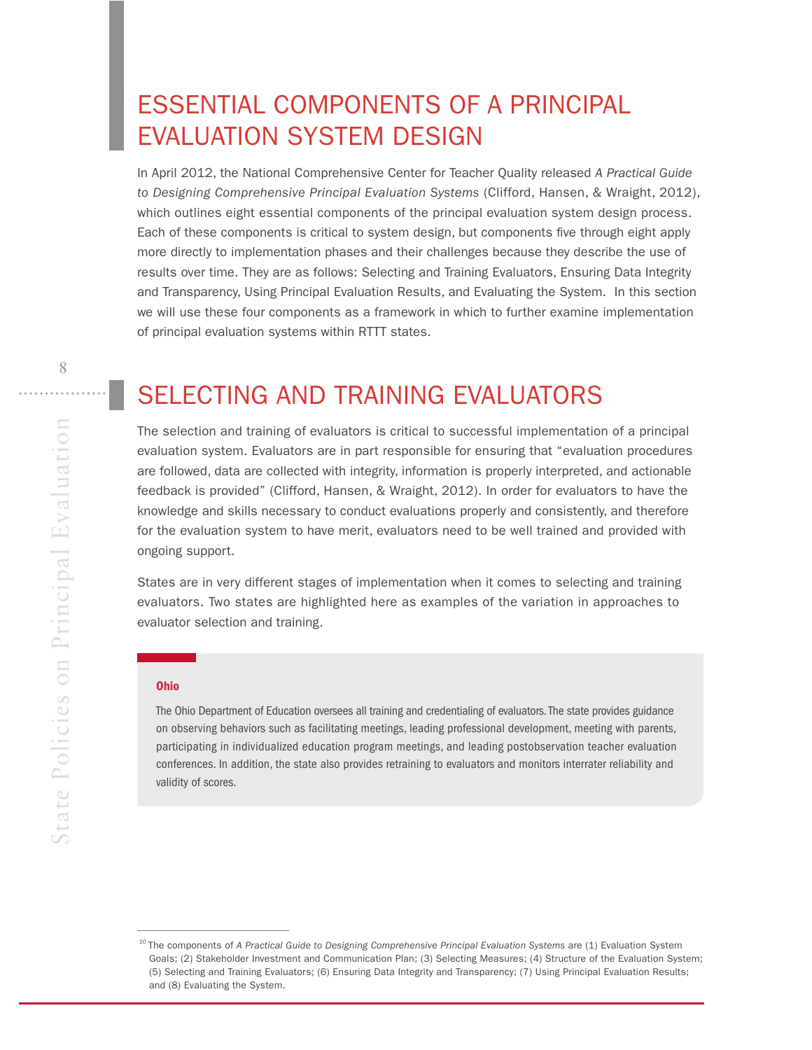## ESSENTIAL COMPONENTS OF A PRINCIPAL EVALUATION SYSTEM DESIGN

In April 2012, the National Comprehensive Center for Teacher Quality released *A Practical Guide to Designing Comprehensive Principal Evaluation Systems* (Clifford, Hansen, & Wraight, 2012), which outlines eight essential components of the principal evaluation system design process. Each of these components is critical to system design, but components five through eight apply more directly to implementation phases and their challenges because they describe the use of results over time. They are as follows: Selecting and Training Evaluators, Ensuring Data Integrity and Transparency, Using Principal Evaluation Results, and Evaluating the System. In this section we will use these four components as a framework in which to further examine implementation of principal evaluation systems within RTTT states.

## SELECTING AND TRAINING EVALUATORS

The selection and training of evaluators is critical to successful implementation of a principal evaluation system. Evaluators are in part responsible for ensuring that "evaluation procedures are followed, data are collected with integrity, information is properly interpreted, and actionable feedback is provided" (Clifford, Hansen, & Wraight, 2012). In order for evaluators to have the knowledge and skills necessary to conduct evaluations properly and consistently, and therefore for the evaluation system to have merit, evaluators need to be well trained and provided with ongoing support.

States are in very different stages of implementation when it comes to selecting and training evaluators. Two states are highlighted here as examples of the variation in approaches to evaluator selection and training.

**Ohio**

The Ohio Department of Education oversees all training and credentialing of evaluators. The state provides guidance on observing behaviors such as facilitating meetings, leading professional development, meeting with parents, participating in individualized education program meetings, and leading postobservation teacher evaluation conferences. In addition, the state also provides retraining to evaluators and monitors interrater reliability and validity of scores.

---

[10] The components of *A Practical Guide to Designing Comprehensive Principal Evaluation Systems* are (1) Evaluation System Goals; (2) Stakeholder Investment and Communication Plan; (3) Selecting Measures; (4) Structure of the Evaluation System; (5) Selecting and Training Evaluators; (6) Ensuring Data Integrity and Transparency; (7) Using Principal Evaluation Results; and (8) Evaluating the System.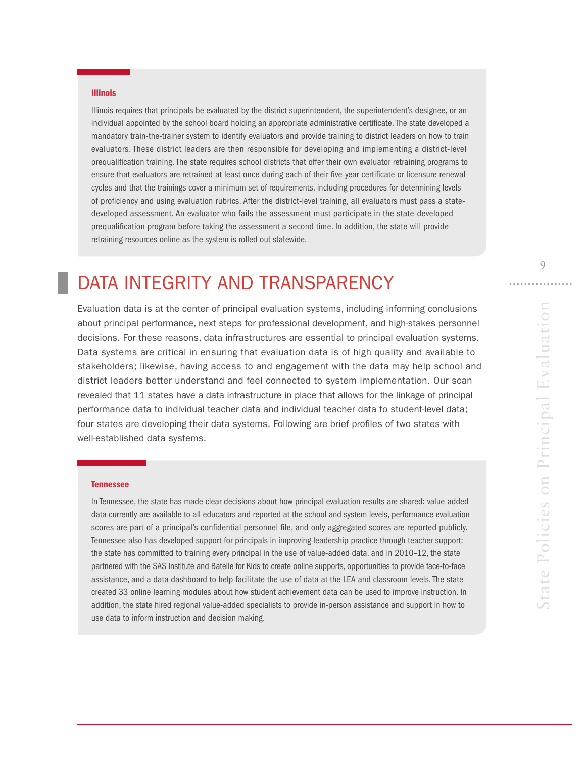### Illinois

Illinois requires that principals be evaluated by the district superintendent, the superintendent's designee, or an individual appointed by the school board holding an appropriate administrative certificate. The state developed a mandatory train-the-trainer system to identify evaluators and provide training to district leaders on how to train evaluators. These district leaders are then responsible for developing and implementing a district-level prequalification training. The state requires school districts that offer their own evaluator retraining programs to ensure that evaluators are retrained at least once during each of their five-year certificate or licensure renewal cycles and that the trainings cover a minimum set of requirements, including procedures for determining levels of proficiency and using evaluation rubrics. After the district-level training, all evaluators must pass a state-developed assessment. An evaluator who fails the assessment must participate in the state-developed prequalification program before taking the assessment a second time. In addition, the state will provide retraining resources online as the system is rolled out statewide.

## DATA INTEGRITY AND TRANSPARENCY

Evaluation data is at the center of principal evaluation systems, including informing conclusions about principal performance, next steps for professional development, and high-stakes personnel decisions. For these reasons, data infrastructures are essential to principal evaluation systems. Data systems are critical in ensuring that evaluation data is of high quality and available to stakeholders; likewise, having access to and engagement with the data may help school and district leaders better understand and feel connected to system implementation. Our scan revealed that 11 states have a data infrastructure in place that allows for the linkage of principal performance data to individual teacher data and individual teacher data to student-level data; four states are developing their data systems. Following are brief profiles of two states with well-established data systems.

### Tennessee

In Tennessee, the state has made clear decisions about how principal evaluation results are shared: value-added data currently are available to all educators and reported at the school and system levels, performance evaluation scores are part of a principal's confidential personnel file, and only aggregated scores are reported publicly. Tennessee also has developed support for principals in improving leadership practice through teacher support: the state has committed to training every principal in the use of value-added data, and in 2010–12, the state partnered with the SAS Institute and Batelle for Kids to create online supports, opportunities to provide face-to-face assistance, and a data dashboard to help facilitate the use of data at the LEA and classroom levels. The state created 33 online learning modules about how student achievement data can be used to improve instruction. In addition, the state hired regional value-added specialists to provide in-person assistance and support in how to use data to inform instruction and decision making.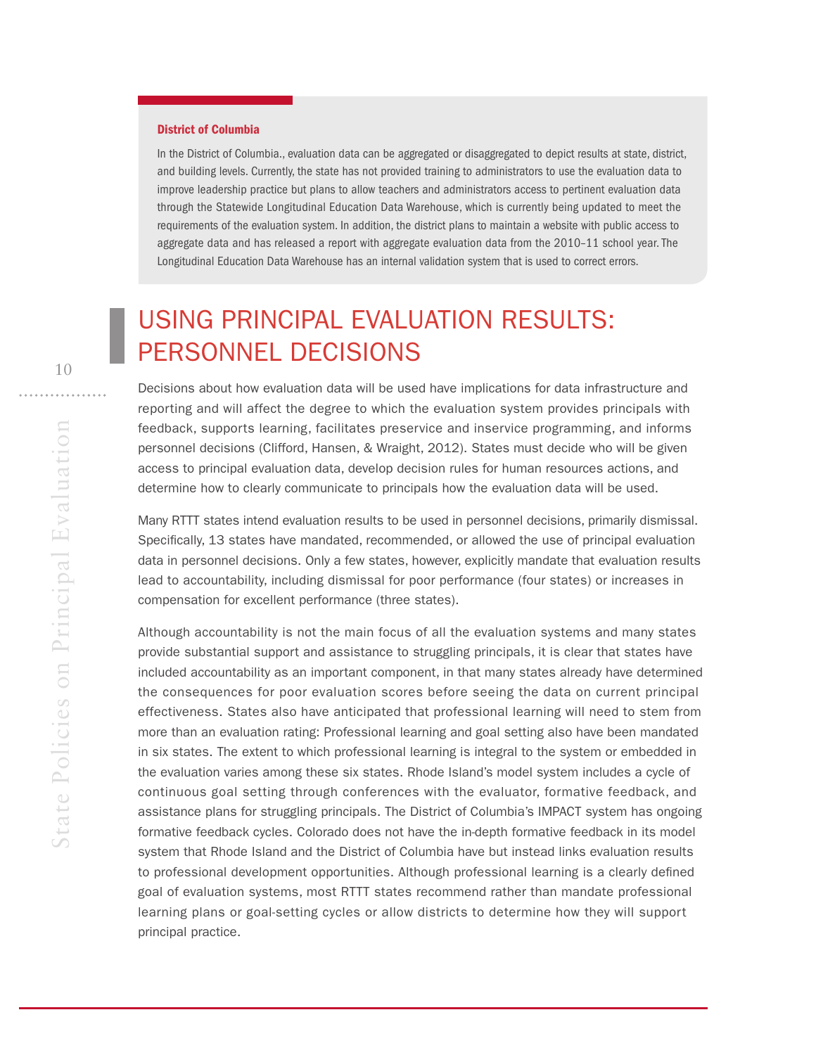**District of Columbia**

In the District of Columbia., evaluation data can be aggregated or disaggregated to depict results at state, district, and building levels. Currently, the state has not provided training to administrators to use the evaluation data to improve leadership practice but plans to allow teachers and administrators access to pertinent evaluation data through the Statewide Longitudinal Education Data Warehouse, which is currently being updated to meet the requirements of the evaluation system. In addition, the district plans to maintain a website with public access to aggregate data and has released a report with aggregate evaluation data from the 2010–11 school year. The Longitudinal Education Data Warehouse has an internal validation system that is used to correct errors.

## USING PRINCIPAL EVALUATION RESULTS: PERSONNEL DECISIONS

Decisions about how evaluation data will be used have implications for data infrastructure and reporting and will affect the degree to which the evaluation system provides principals with feedback, supports learning, facilitates preservice and inservice programming, and informs personnel decisions (Clifford, Hansen, & Wraight, 2012). States must decide who will be given access to principal evaluation data, develop decision rules for human resources actions, and determine how to clearly communicate to principals how the evaluation data will be used.

Many RTTT states intend evaluation results to be used in personnel decisions, primarily dismissal. Specifically, 13 states have mandated, recommended, or allowed the use of principal evaluation data in personnel decisions. Only a few states, however, explicitly mandate that evaluation results lead to accountability, including dismissal for poor performance (four states) or increases in compensation for excellent performance (three states).

Although accountability is not the main focus of all the evaluation systems and many states provide substantial support and assistance to struggling principals, it is clear that states have included accountability as an important component, in that many states already have determined the consequences for poor evaluation scores before seeing the data on current principal effectiveness. States also have anticipated that professional learning will need to stem from more than an evaluation rating: Professional learning and goal setting also have been mandated in six states. The extent to which professional learning is integral to the system or embedded in the evaluation varies among these six states. Rhode Island's model system includes a cycle of continuous goal setting through conferences with the evaluator, formative feedback, and assistance plans for struggling principals. The District of Columbia's IMPACT system has ongoing formative feedback cycles. Colorado does not have the in-depth formative feedback in its model system that Rhode Island and the District of Columbia have but instead links evaluation results to professional development opportunities. Although professional learning is a clearly defined goal of evaluation systems, most RTTT states recommend rather than mandate professional learning plans or goal-setting cycles or allow districts to determine how they will support principal practice.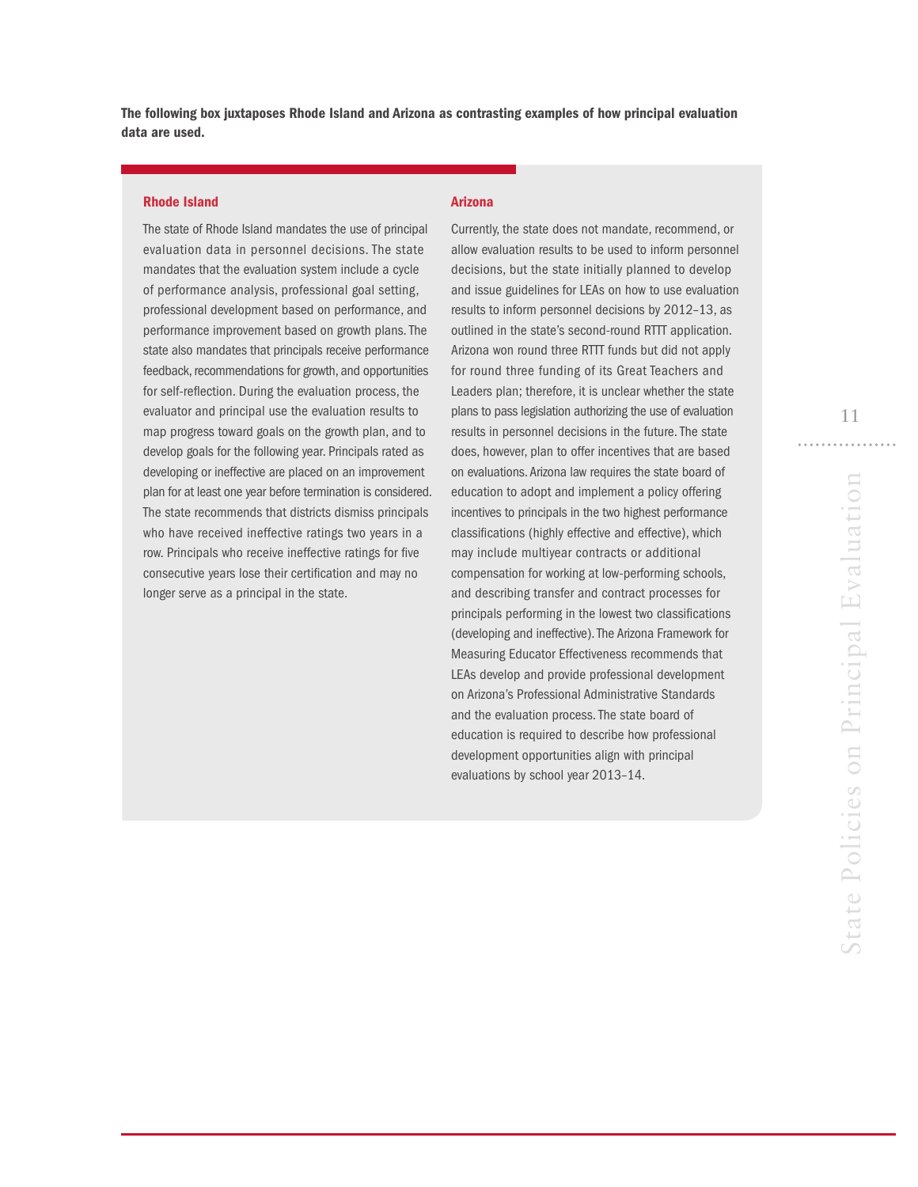**The following box juxtaposes Rhode Island and Arizona as contrasting examples of how principal evaluation data are used.**

### Rhode Island

The state of Rhode Island mandates the use of principal evaluation data in personnel decisions. The state mandates that the evaluation system include a cycle of performance analysis, professional goal setting, professional development based on performance, and performance improvement based on growth plans. The state also mandates that principals receive performance feedback, recommendations for growth, and opportunities for self-reflection. During the evaluation process, the evaluator and principal use the evaluation results to map progress toward goals on the growth plan, and to develop goals for the following year. Principals rated as developing or ineffective are placed on an improvement plan for at least one year before termination is considered. The state recommends that districts dismiss principals who have received ineffective ratings two years in a row. Principals who receive ineffective ratings for five consecutive years lose their certification and may no longer serve as a principal in the state.

### Arizona

Currently, the state does not mandate, recommend, or allow evaluation results to be used to inform personnel decisions, but the state initially planned to develop and issue guidelines for LEAs on how to use evaluation results to inform personnel decisions by 2012–13, as outlined in the state's second-round RTTT application. Arizona won round three RTTT funds but did not apply for round three funding of its Great Teachers and Leaders plan; therefore, it is unclear whether the state plans to pass legislation authorizing the use of evaluation results in personnel decisions in the future. The state does, however, plan to offer incentives that are based on evaluations. Arizona law requires the state board of education to adopt and implement a policy offering incentives to principals in the two highest performance classifications (highly effective and effective), which may include multiyear contracts or additional compensation for working at low-performing schools, and describing transfer and contract processes for principals performing in the lowest two classifications (developing and ineffective). The Arizona Framework for Measuring Educator Effectiveness recommends that LEAs develop and provide professional development on Arizona's Professional Administrative Standards and the evaluation process. The state board of education is required to describe how professional development opportunities align with principal evaluations by school year 2013–14.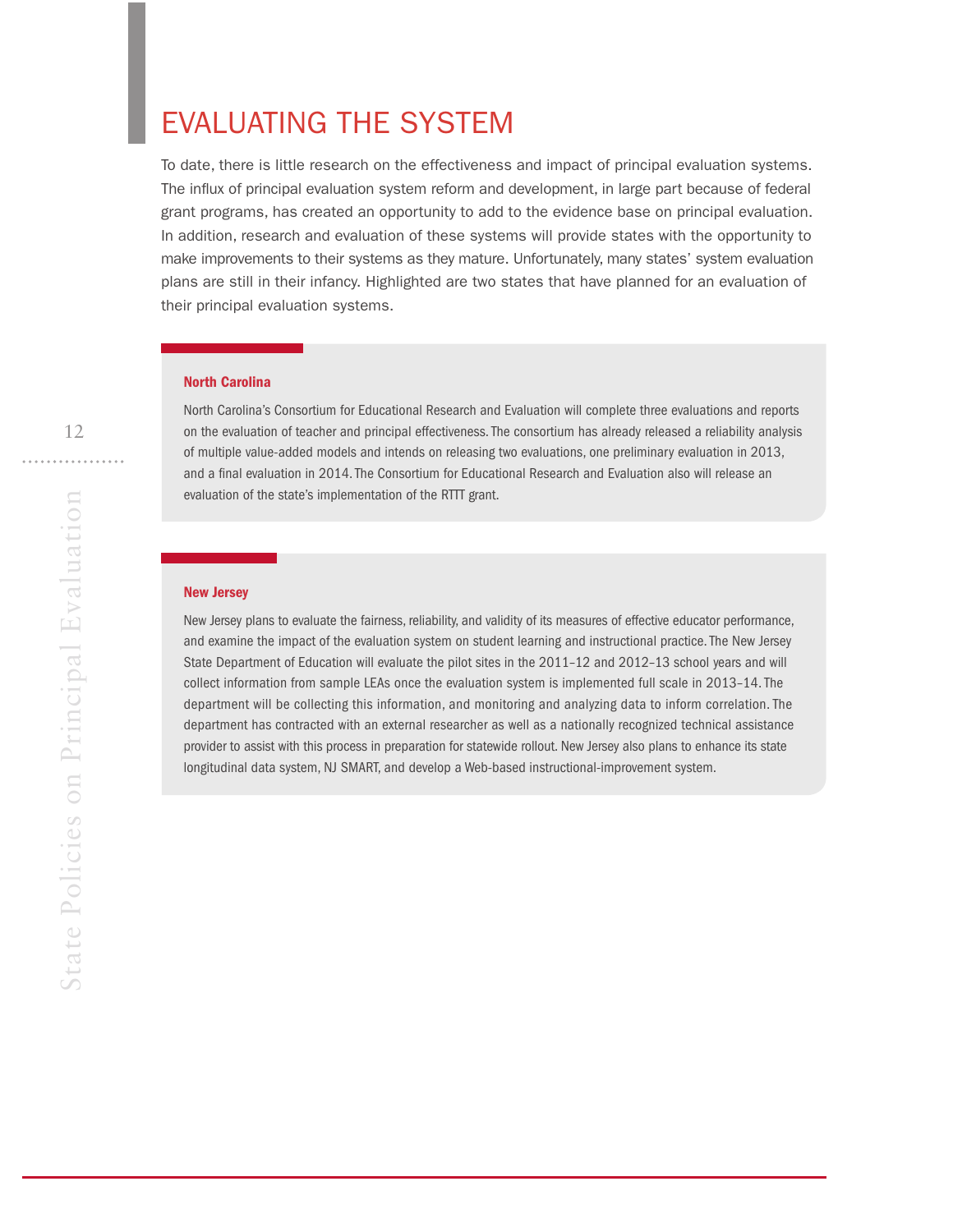# EVALUATING THE SYSTEM

To date, there is little research on the effectiveness and impact of principal evaluation systems. The influx of principal evaluation system reform and development, in large part because of federal grant programs, has created an opportunity to add to the evidence base on principal evaluation. In addition, research and evaluation of these systems will provide states with the opportunity to make improvements to their systems as they mature. Unfortunately, many states' system evaluation plans are still in their infancy. Highlighted are two states that have planned for an evaluation of their principal evaluation systems.

### North Carolina

North Carolina's Consortium for Educational Research and Evaluation will complete three evaluations and reports on the evaluation of teacher and principal effectiveness. The consortium has already released a reliability analysis of multiple value-added models and intends on releasing two evaluations, one preliminary evaluation in 2013, and a final evaluation in 2014. The Consortium for Educational Research and Evaluation also will release an evaluation of the state's implementation of the RTTT grant.

### New Jersey

New Jersey plans to evaluate the fairness, reliability, and validity of its measures of effective educator performance, and examine the impact of the evaluation system on student learning and instructional practice. The New Jersey State Department of Education will evaluate the pilot sites in the 2011–12 and 2012–13 school years and will collect information from sample LEAs once the evaluation system is implemented full scale in 2013–14. The department will be collecting this information, and monitoring and analyzing data to inform correlation. The department has contracted with an external researcher as well as a nationally recognized technical assistance provider to assist with this process in preparation for statewide rollout. New Jersey also plans to enhance its state longitudinal data system, NJ SMART, and develop a Web-based instructional-improvement system.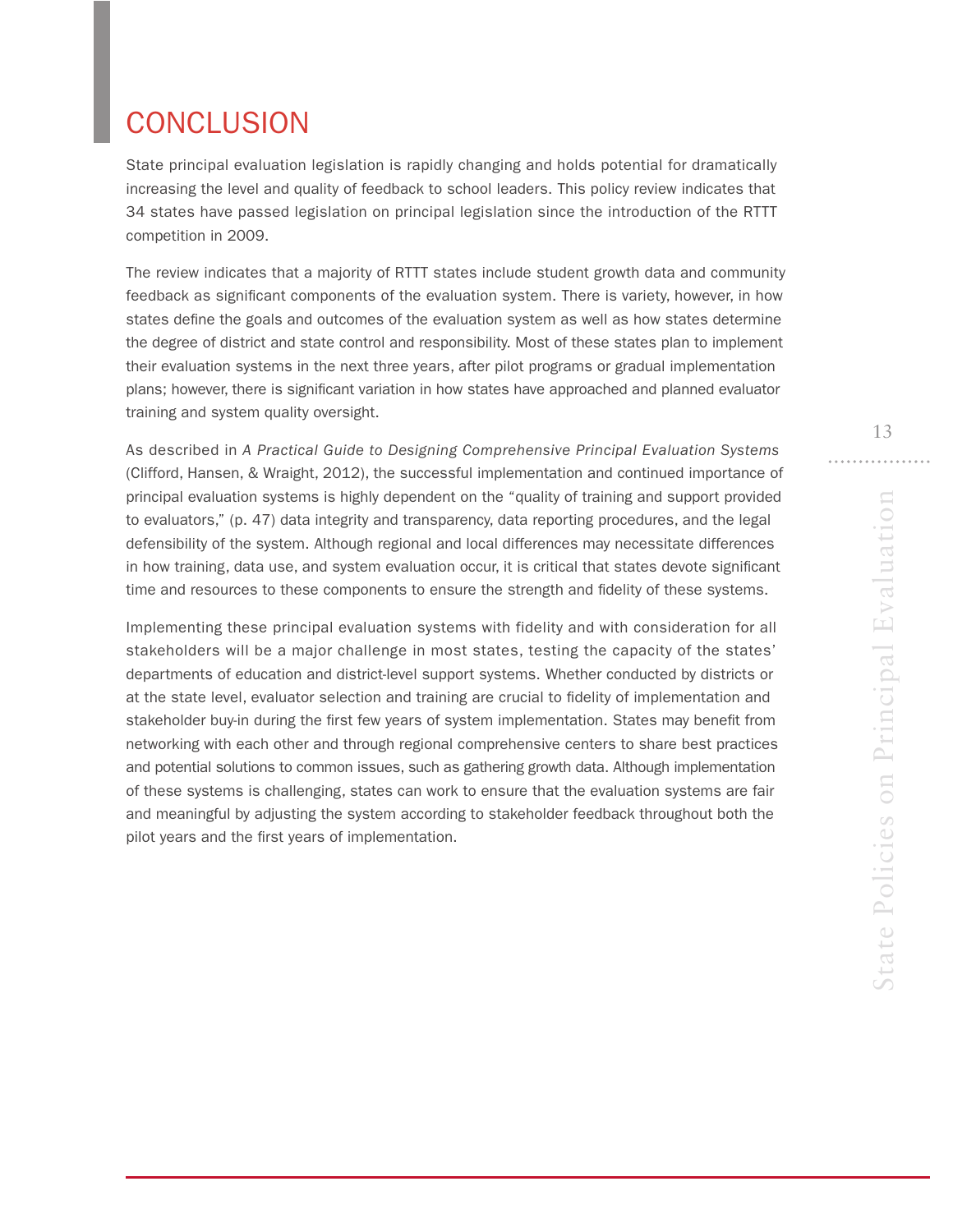# CONCLUSION

State principal evaluation legislation is rapidly changing and holds potential for dramatically increasing the level and quality of feedback to school leaders. This policy review indicates that 34 states have passed legislation on principal legislation since the introduction of the RTTT competition in 2009.

The review indicates that a majority of RTTT states include student growth data and community feedback as significant components of the evaluation system. There is variety, however, in how states define the goals and outcomes of the evaluation system as well as how states determine the degree of district and state control and responsibility. Most of these states plan to implement their evaluation systems in the next three years, after pilot programs or gradual implementation plans; however, there is significant variation in how states have approached and planned evaluator training and system quality oversight.

As described in *A Practical Guide to Designing Comprehensive Principal Evaluation Systems* (Clifford, Hansen, & Wraight, 2012), the successful implementation and continued importance of principal evaluation systems is highly dependent on the "quality of training and support provided to evaluators," (p. 47) data integrity and transparency, data reporting procedures, and the legal defensibility of the system. Although regional and local differences may necessitate differences in how training, data use, and system evaluation occur, it is critical that states devote significant time and resources to these components to ensure the strength and fidelity of these systems.

Implementing these principal evaluation systems with fidelity and with consideration for all stakeholders will be a major challenge in most states, testing the capacity of the states' departments of education and district-level support systems. Whether conducted by districts or at the state level, evaluator selection and training are crucial to fidelity of implementation and stakeholder buy-in during the first few years of system implementation. States may benefit from networking with each other and through regional comprehensive centers to share best practices and potential solutions to common issues, such as gathering growth data. Although implementation of these systems is challenging, states can work to ensure that the evaluation systems are fair and meaningful by adjusting the system according to stakeholder feedback throughout both the pilot years and the first years of implementation.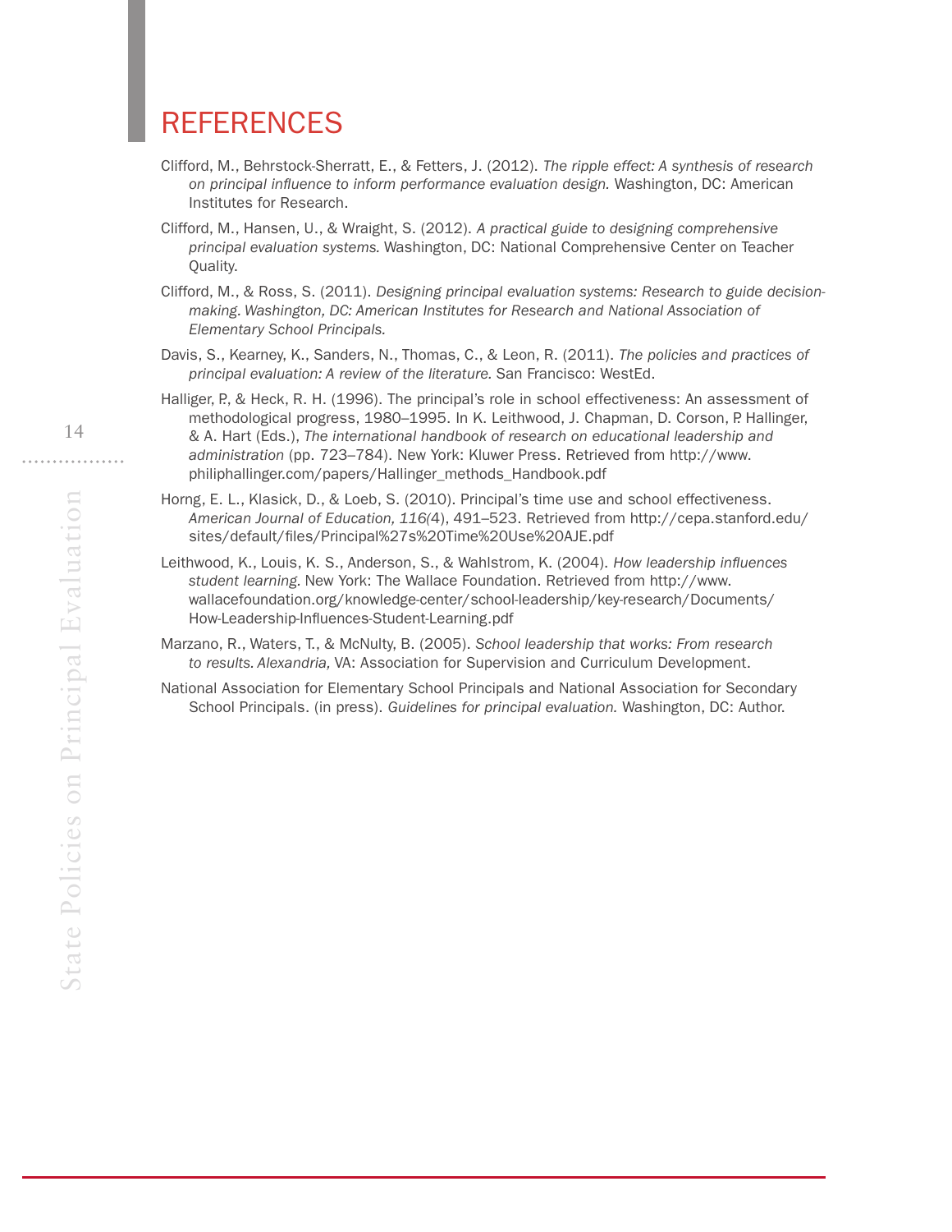# REFERENCES

Clifford, M., Behrstock-Sherratt, E., & Fetters, J. (2012). *The ripple effect: A synthesis of research on principal influence to inform performance evaluation design.* Washington, DC: American Institutes for Research.

Clifford, M., Hansen, U., & Wraight, S. (2012). *A practical guide to designing comprehensive principal evaluation systems.* Washington, DC: National Comprehensive Center on Teacher Quality.

Clifford, M., & Ross, S. (2011). *Designing principal evaluation systems: Research to guide decision-making. Washington, DC: American Institutes for Research and National Association of Elementary School Principals.*

Davis, S., Kearney, K., Sanders, N., Thomas, C., & Leon, R. (2011). *The policies and practices of principal evaluation: A review of the literature.* San Francisco: WestEd.

Halliger, P., & Heck, R. H. (1996). The principal's role in school effectiveness: An assessment of methodological progress, 1980–1995. In K. Leithwood, J. Chapman, D. Corson, P. Hallinger, & A. Hart (Eds.), *The international handbook of research on educational leadership and administration* (pp. 723–784). New York: Kluwer Press. Retrieved from http://www.philiphallinger.com/papers/Hallinger_methods_Handbook.pdf

Horng, E. L., Klasick, D., & Loeb, S. (2010). Principal's time use and school effectiveness. *American Journal of Education, 116*(4), 491–523. Retrieved from http://cepa.stanford.edu/sites/default/files/Principal%27s%20Time%20Use%20AJE.pdf

Leithwood, K., Louis, K. S., Anderson, S., & Wahlstrom, K. (2004). *How leadership influences student learning.* New York: The Wallace Foundation. Retrieved from http://www.wallacefoundation.org/knowledge-center/school-leadership/key-research/Documents/How-Leadership-Influences-Student-Learning.pdf

Marzano, R., Waters, T., & McNulty, B. (2005). *School leadership that works: From research to results. Alexandria,* VA: Association for Supervision and Curriculum Development.

National Association for Elementary School Principals and National Association for Secondary School Principals. (in press). *Guidelines for principal evaluation.* Washington, DC: Author.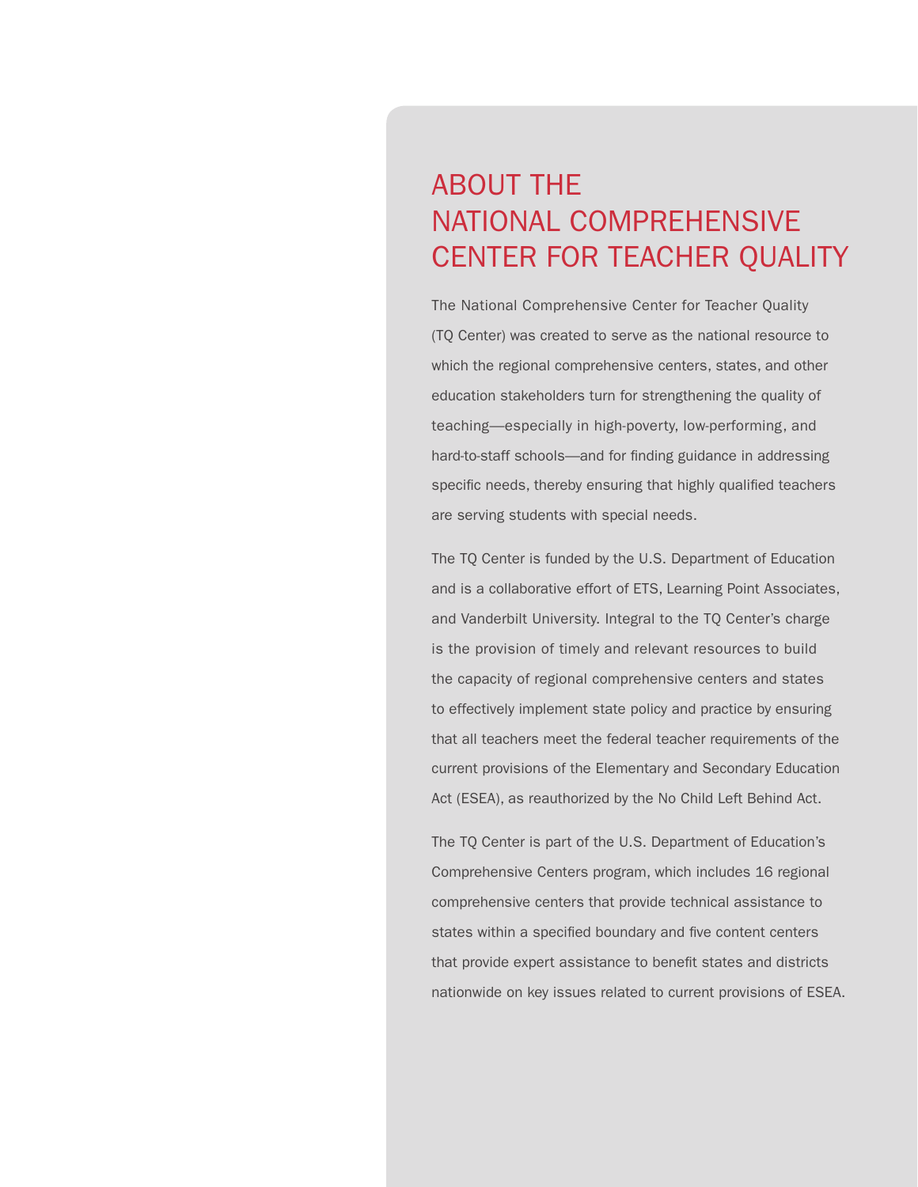# ABOUT THE NATIONAL COMPREHENSIVE CENTER FOR TEACHER QUALITY

The National Comprehensive Center for Teacher Quality (TQ Center) was created to serve as the national resource to which the regional comprehensive centers, states, and other education stakeholders turn for strengthening the quality of teaching—especially in high-poverty, low-performing, and hard-to-staff schools—and for finding guidance in addressing specific needs, thereby ensuring that highly qualified teachers are serving students with special needs.

The TQ Center is funded by the U.S. Department of Education and is a collaborative effort of ETS, Learning Point Associates, and Vanderbilt University. Integral to the TQ Center's charge is the provision of timely and relevant resources to build the capacity of regional comprehensive centers and states to effectively implement state policy and practice by ensuring that all teachers meet the federal teacher requirements of the current provisions of the Elementary and Secondary Education Act (ESEA), as reauthorized by the No Child Left Behind Act.

The TQ Center is part of the U.S. Department of Education's Comprehensive Centers program, which includes 16 regional comprehensive centers that provide technical assistance to states within a specified boundary and five content centers that provide expert assistance to benefit states and districts nationwide on key issues related to current provisions of ESEA.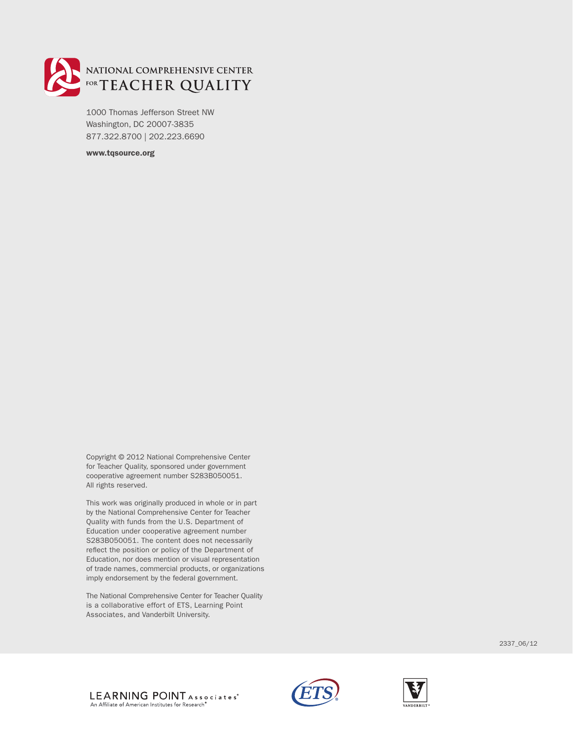**NATIONAL COMPREHENSIVE CENTER FOR TEACHER QUALITY**

1000 Thomas Jefferson Street NW
Washington, DC 20007-3835
877.322.8700 | 202.223.6690

**www.tqsource.org**

Copyright © 2012 National Comprehensive Center for Teacher Quality, sponsored under government cooperative agreement number S283B050051. All rights reserved.

This work was originally produced in whole or in part by the National Comprehensive Center for Teacher Quality with funds from the U.S. Department of Education under cooperative agreement number S283B050051. The content does not necessarily reflect the position or policy of the Department of Education, nor does mention or visual representation of trade names, commercial products, or organizations imply endorsement by the federal government.

The National Comprehensive Center for Teacher Quality is a collaborative effort of ETS, Learning Point Associates, and Vanderbilt University.

2337_06/12

LEARNING POINT Associates®
An Affiliate of American Institutes for Research®

ETS

VANDERBILT